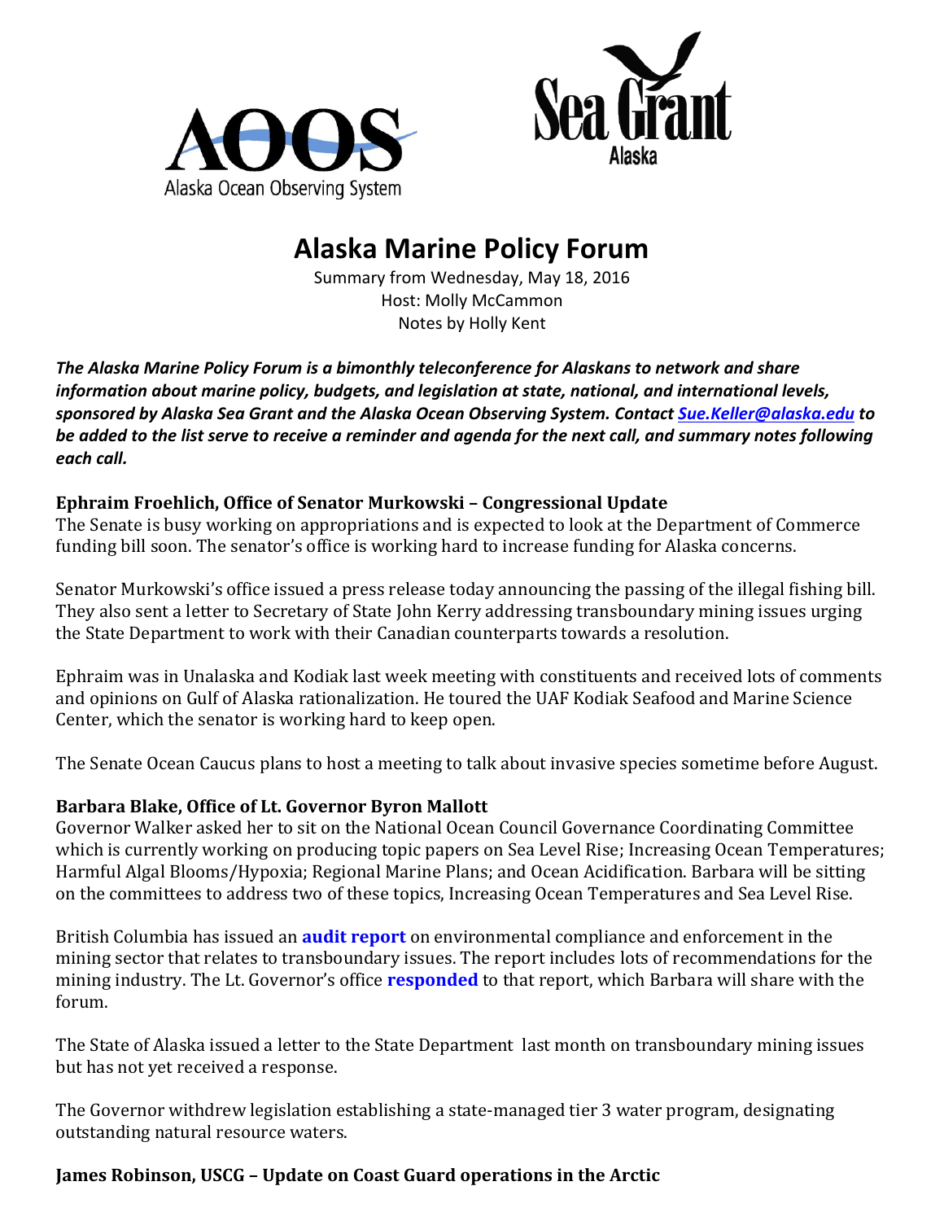# Alaska Marine Policy Forum

Summary from Wednesday, May 18, 2016
Host: Molly McCammon
Notes by Holly Kent

***The Alaska Marine Policy Forum is a bimonthly teleconference for Alaskans to network and share information about marine policy, budgets, and legislation at state, national, and international levels, sponsored by Alaska Sea Grant and the Alaska Ocean Observing System. Contact Sue.Keller@alaska.edu to be added to the list serve to receive a reminder and agenda for the next call, and summary notes following each call.***

### Ephraim Froehlich, Office of Senator Murkowski – Congressional Update

The Senate is busy working on appropriations and is expected to look at the Department of Commerce funding bill soon. The senator's office is working hard to increase funding for Alaska concerns.

Senator Murkowski's office issued a press release today announcing the passing of the illegal fishing bill. They also sent a letter to Secretary of State John Kerry addressing transboundary mining issues urging the State Department to work with their Canadian counterparts towards a resolution.

Ephraim was in Unalaska and Kodiak last week meeting with constituents and received lots of comments and opinions on Gulf of Alaska rationalization. He toured the UAF Kodiak Seafood and Marine Science Center, which the senator is working hard to keep open.

The Senate Ocean Caucus plans to host a meeting to talk about invasive species sometime before August.

### Barbara Blake, Office of Lt. Governor Byron Mallott

Governor Walker asked her to sit on the National Ocean Council Governance Coordinating Committee which is currently working on producing topic papers on Sea Level Rise; Increasing Ocean Temperatures; Harmful Algal Blooms/Hypoxia; Regional Marine Plans; and Ocean Acidification. Barbara will be sitting on the committees to address two of these topics, Increasing Ocean Temperatures and Sea Level Rise.

British Columbia has issued an **audit report** on environmental compliance and enforcement in the mining sector that relates to transboundary issues. The report includes lots of recommendations for the mining industry. The Lt. Governor's office **responded** to that report, which Barbara will share with the forum.

The State of Alaska issued a letter to the State Department last month on transboundary mining issues but has not yet received a response.

The Governor withdrew legislation establishing a state-managed tier 3 water program, designating outstanding natural resource waters.

### James Robinson, USCG – Update on Coast Guard operations in the Arctic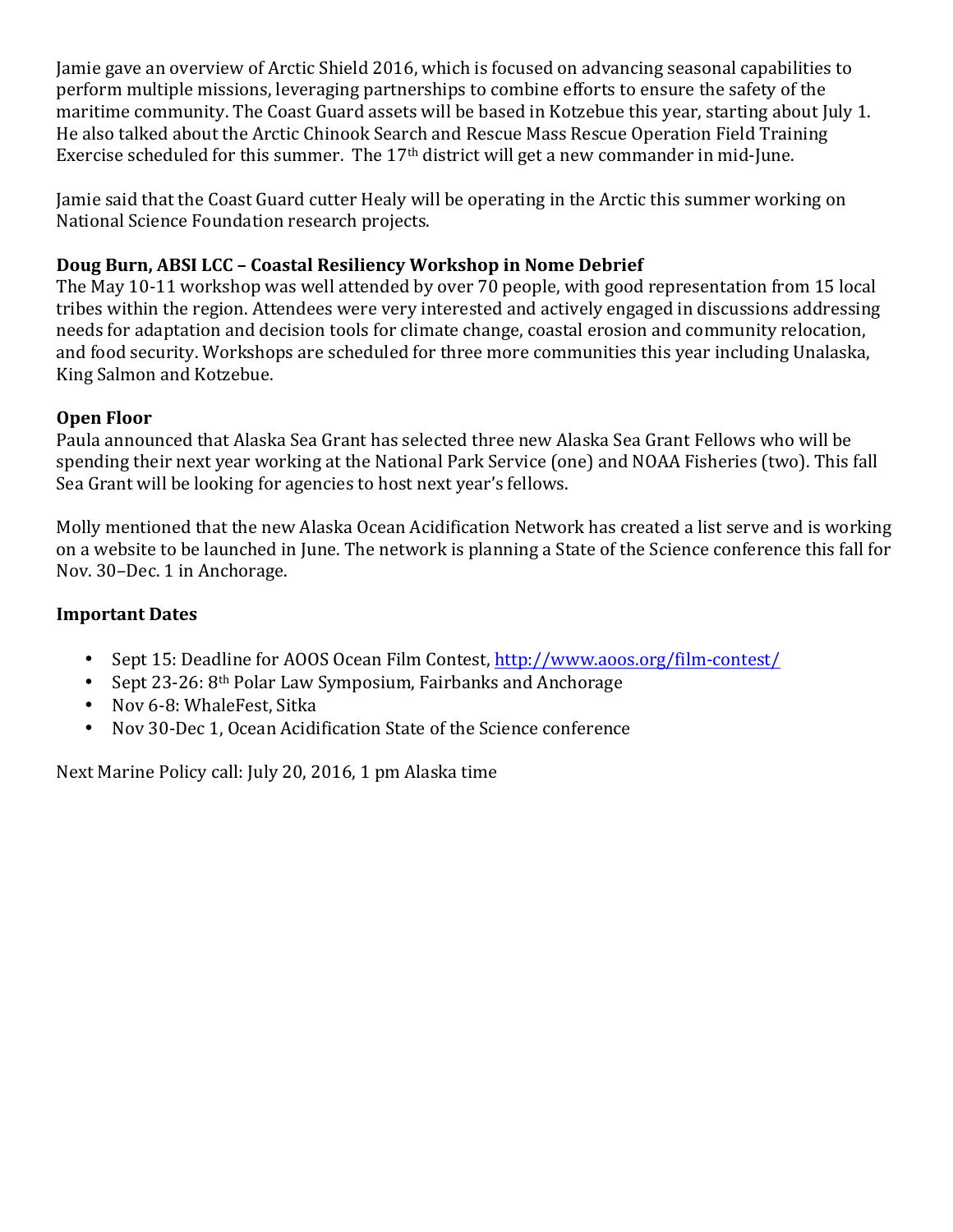Jamie gave an overview of Arctic Shield 2016, which is focused on advancing seasonal capabilities to perform multiple missions, leveraging partnerships to combine efforts to ensure the safety of the maritime community. The Coast Guard assets will be based in Kotzebue this year, starting about July 1. He also talked about the Arctic Chinook Search and Rescue Mass Rescue Operation Field Training Exercise scheduled for this summer. The 17th district will get a new commander in mid-June.

Jamie said that the Coast Guard cutter Healy will be operating in the Arctic this summer working on National Science Foundation research projects.

**Doug Burn, ABSI LCC – Coastal Resiliency Workshop in Nome Debrief**

The May 10-11 workshop was well attended by over 70 people, with good representation from 15 local tribes within the region. Attendees were very interested and actively engaged in discussions addressing needs for adaptation and decision tools for climate change, coastal erosion and community relocation, and food security. Workshops are scheduled for three more communities this year including Unalaska, King Salmon and Kotzebue.

**Open Floor**

Paula announced that Alaska Sea Grant has selected three new Alaska Sea Grant Fellows who will be spending their next year working at the National Park Service (one) and NOAA Fisheries (two). This fall Sea Grant will be looking for agencies to host next year's fellows.

Molly mentioned that the new Alaska Ocean Acidification Network has created a list serve and is working on a website to be launched in June. The network is planning a State of the Science conference this fall for Nov. 30–Dec. 1 in Anchorage.

**Important Dates**

- Sept 15: Deadline for AOOS Ocean Film Contest, http://www.aoos.org/film-contest/
- Sept 23-26: 8th Polar Law Symposium, Fairbanks and Anchorage
- Nov 6-8: WhaleFest, Sitka
- Nov 30-Dec 1, Ocean Acidification State of the Science conference

Next Marine Policy call: July 20, 2016, 1 pm Alaska time